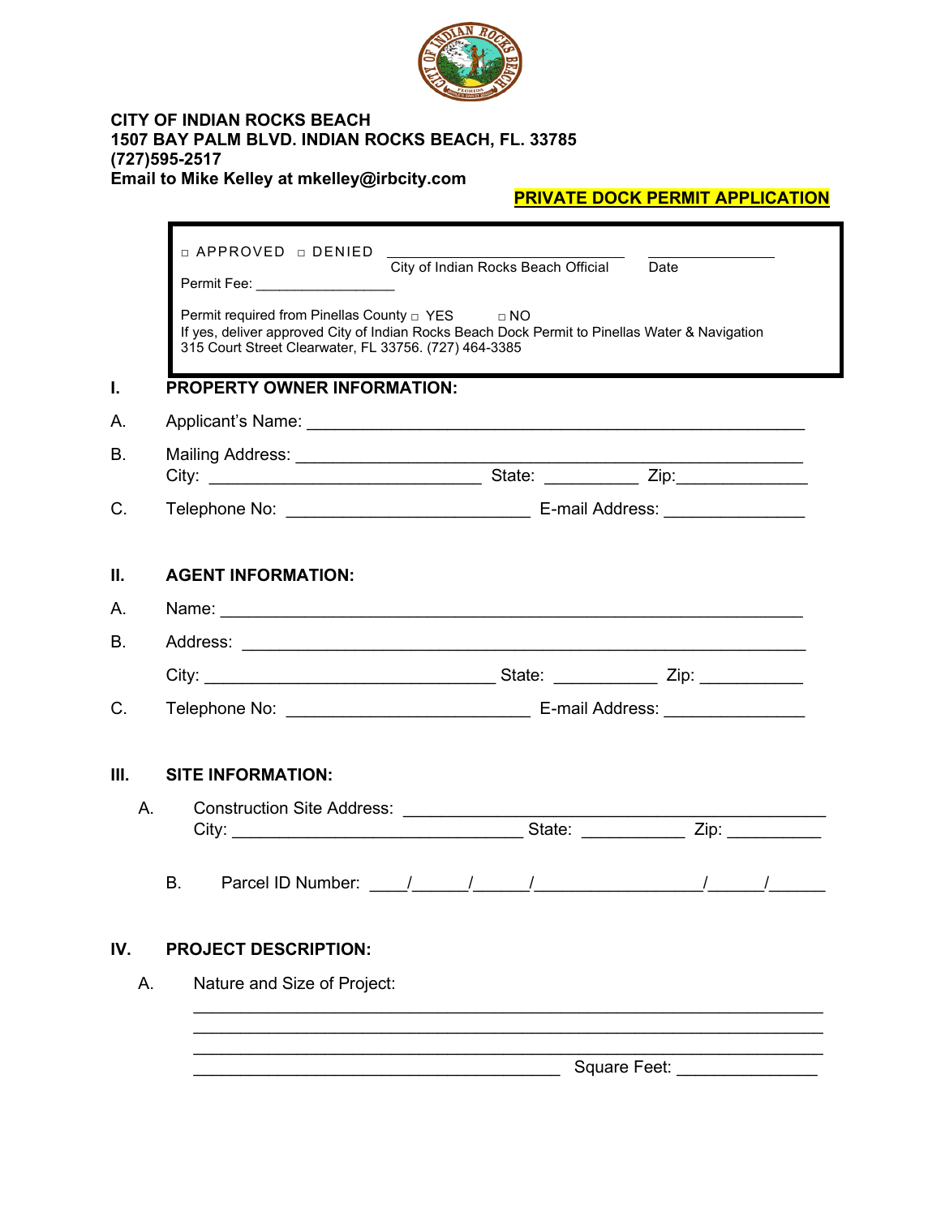**CITY OF INDIAN ROCKS BEACH**
**1507 BAY PALM BLVD. INDIAN ROCKS BEACH, FL. 33785**
**(727)595-2517**
**Email to Mike Kelley at mkelley@irbcity.com**

**PRIVATE DOCK PERMIT APPLICATION**

□ APPROVED □ DENIED ______________________________ City of Indian Rocks Beach Official ________________ Date

Permit Fee: _________________

Permit required from Pinellas County □ YES □ NO
If yes, deliver approved City of Indian Rocks Beach Dock Permit to Pinellas Water & Navigation 315 Court Street Clearwater, FL 33756. (727) 464-3385

## I. PROPERTY OWNER INFORMATION:

A. Applicant's Name: ______________________________________________________

B. Mailing Address: ______________________________________________________
City: ______________________________ State: __________ Zip:_____________

C. Telephone No: __________________________ E-mail Address: _______________

## II. AGENT INFORMATION:

A. Name: ______________________________________________________________

B. Address: ____________________________________________________________

City: _______________________________ State: ___________ Zip: ___________

C. Telephone No: __________________________ E-mail Address: _______________

## III. SITE INFORMATION:

A. Construction Site Address: ____________________________________________
City: _______________________________ State: ___________ Zip: __________

B. Parcel ID Number: ____/______/______/_________________/______/______

## IV. PROJECT DESCRIPTION:

A. Nature and Size of Project:

_________________________________________________________________
_________________________________________________________________
_________________________________________________________________
_______________________________________ Square Feet: _______________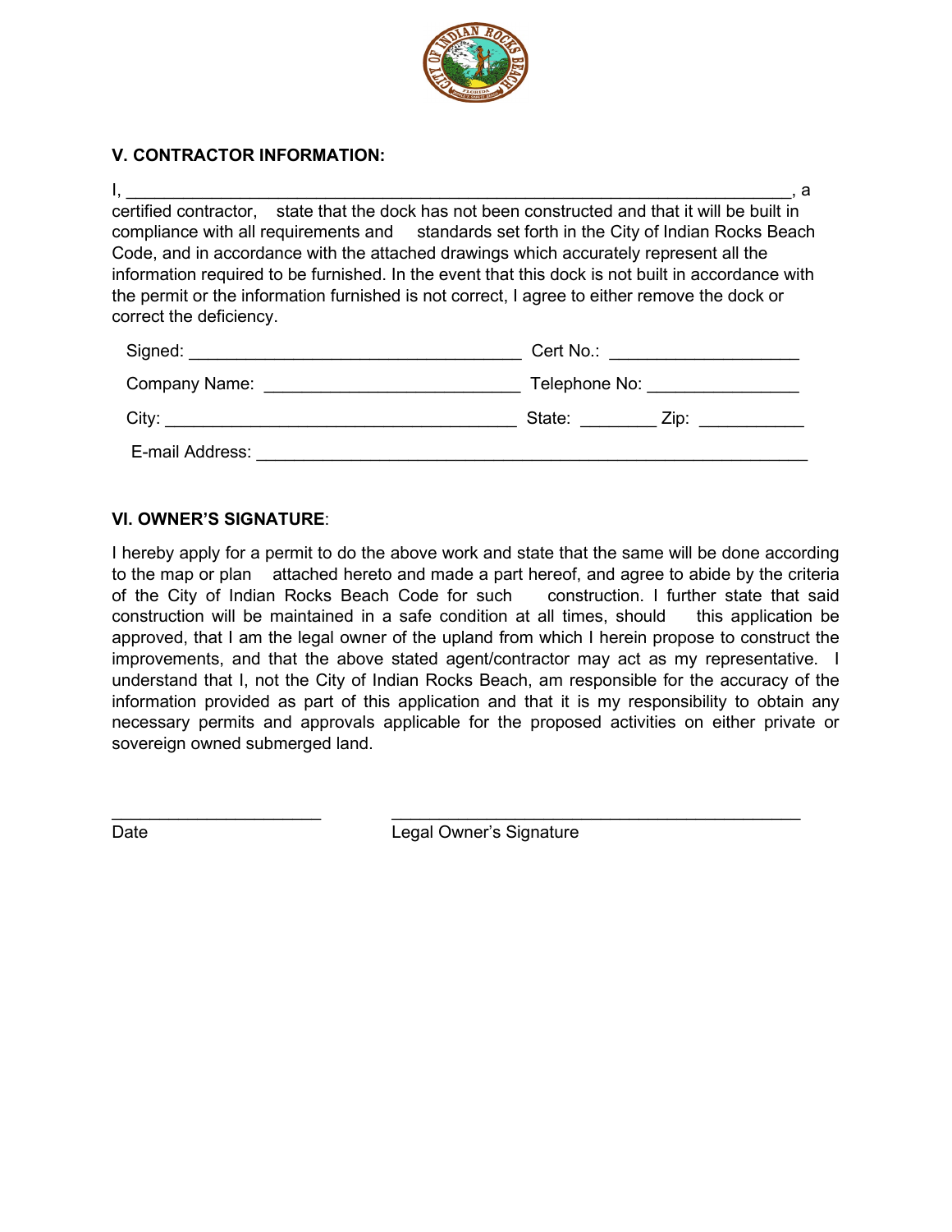## V. CONTRACTOR INFORMATION:

I, ______________________________________________________________________, a certified contractor, state that the dock has not been constructed and that it will be built in compliance with all requirements and standards set forth in the City of Indian Rocks Beach Code, and in accordance with the attached drawings which accurately represent all the information required to be furnished. In the event that this dock is not built in accordance with the permit or the information furnished is not correct, I agree to either remove the dock or correct the deficiency.

Signed: ___________________________________ Cert No.: ____________________

Company Name: __________________________ Telephone No: ________________

City: _____________________________________ State: ________ Zip: ___________

E-mail Address: __________________________________________________________

## VI. OWNER'S SIGNATURE:

I hereby apply for a permit to do the above work and state that the same will be done according to the map or plan attached hereto and made a part hereof, and agree to abide by the criteria of the City of Indian Rocks Beach Code for such construction. I further state that said construction will be maintained in a safe condition at all times, should this application be approved, that I am the legal owner of the upland from which I herein propose to construct the improvements, and that the above stated agent/contractor may act as my representative. I understand that I, not the City of Indian Rocks Beach, am responsible for the accuracy of the information provided as part of this application and that it is my responsibility to obtain any necessary permits and approvals applicable for the proposed activities on either private or sovereign owned submerged land.

______________________ ____________________________________________

Date Legal Owner's Signature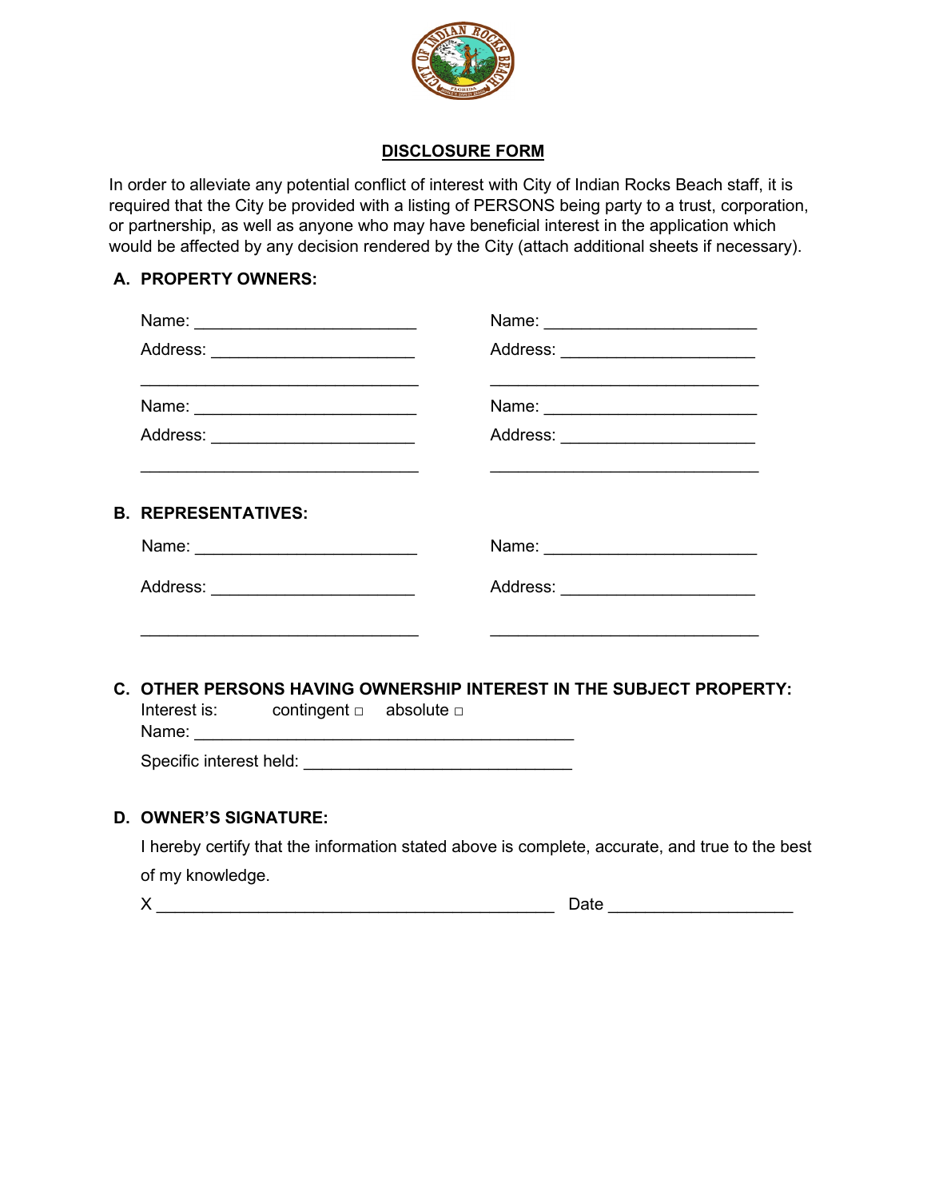## DISCLOSURE FORM

In order to alleviate any potential conflict of interest with City of Indian Rocks Beach staff, it is required that the City be provided with a listing of PERSONS being party to a trust, corporation, or partnership, as well as anyone who may have beneficial interest in the application which would be affected by any decision rendered by the City (attach additional sheets if necessary).

**A. PROPERTY OWNERS:**

Name: ________________________ Name: ________________________

Address: ______________________ Address: ______________________

______________________________ ______________________________

Name: ________________________ Name: ________________________

Address: ______________________ Address: ______________________

______________________________ ______________________________

**B. REPRESENTATIVES:**

Name: ________________________ Name: ________________________

Address: ______________________ Address: ______________________

______________________________ ______________________________

**C. OTHER PERSONS HAVING OWNERSHIP INTEREST IN THE SUBJECT PROPERTY:**

Interest is: contingent ☐ absolute ☐

Name: ___________________________________________

Specific interest held: ______________________________

**D. OWNER'S SIGNATURE:**

I hereby certify that the information stated above is complete, accurate, and true to the best of my knowledge.

X ___________________________________________ Date ____________________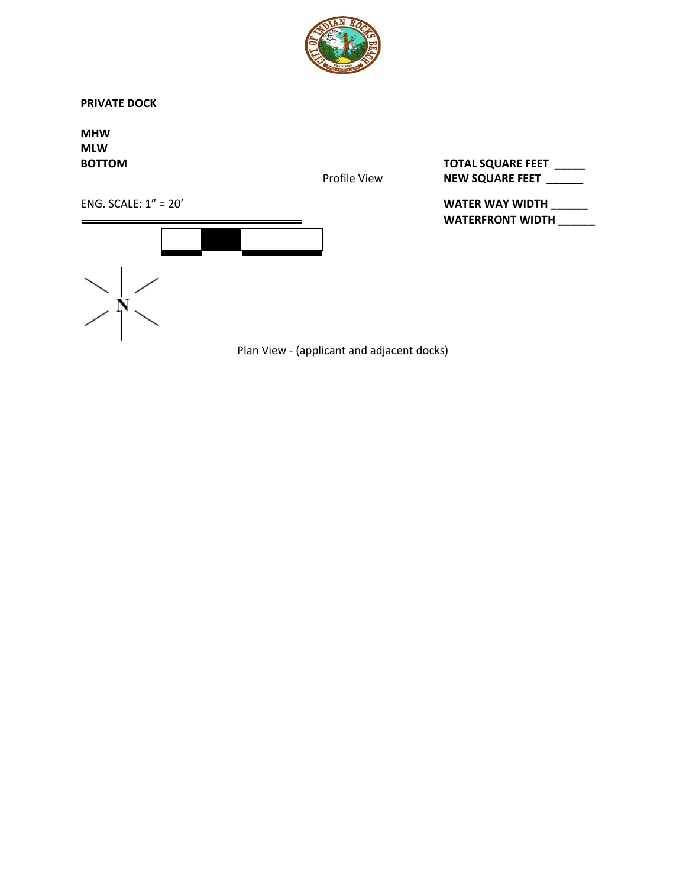**PRIVATE DOCK**

**MHW**
**MLW**
**BOTTOM**

Profile View

**TOTAL SQUARE FEET _____**
**NEW SQUARE FEET ______**

**WATER WAY WIDTH ______**
**WATERFRONT WIDTH ______**

ENG. SCALE: 1" = 20'

N

Plan View - (applicant and adjacent docks)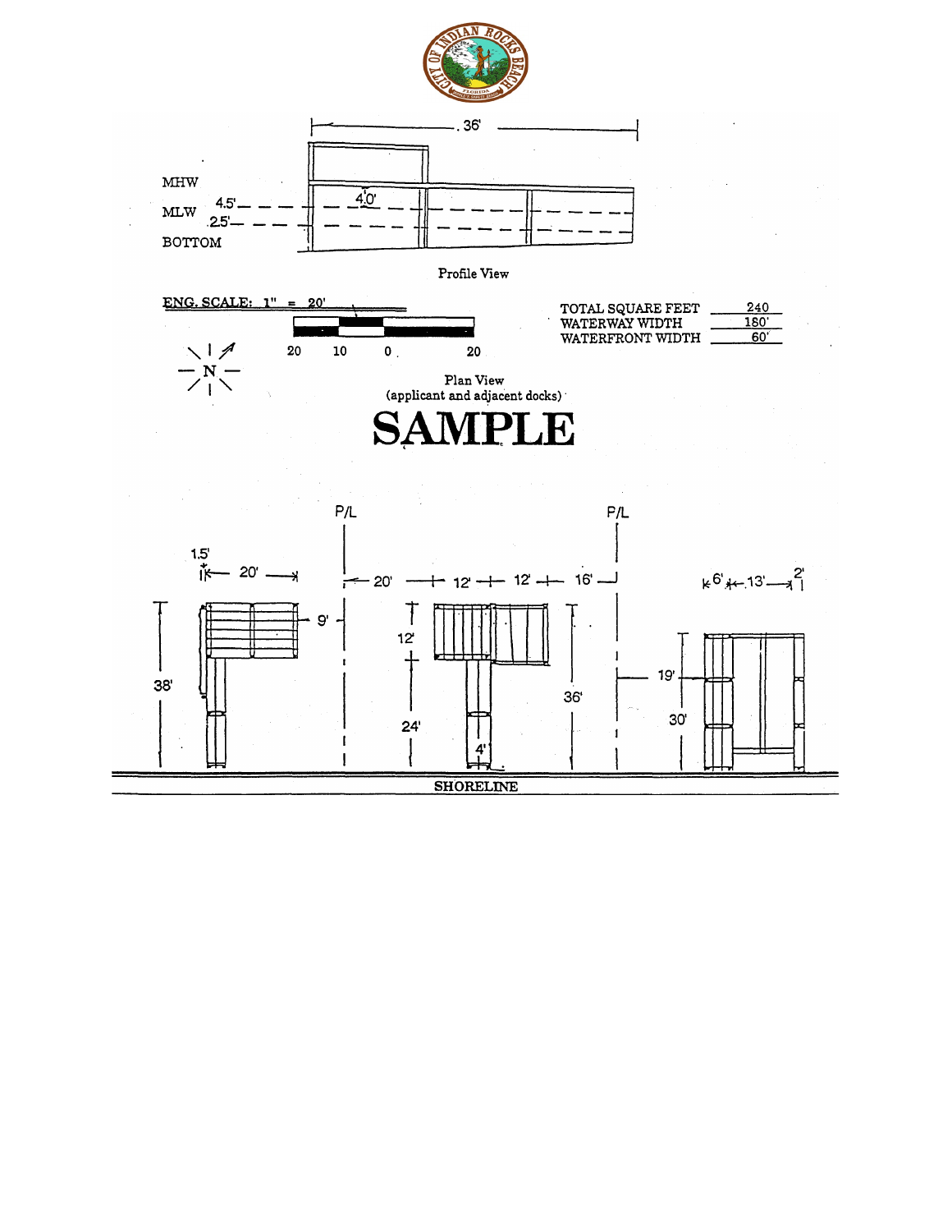36'

MHW

4.5'

4.0'

MLW

2.5'

BOTTOM

Profile View

ENG. SCALE: 1" = 20'

20 10 0 20

| | |
|---|---|
| TOTAL SQUARE FEET | 240 |
| WATERWAY WIDTH | 180' |
| WATERFRONT WIDTH | 60' |

N

Plan View
(applicant and adjacent docks)

# SAMPLE

P/L

P/L

1.5'

20'

20'

12'

12'

16'

6'

13'

2'

9'

12'

38'

36'

19'

30'

24'

4'

SHORELINE